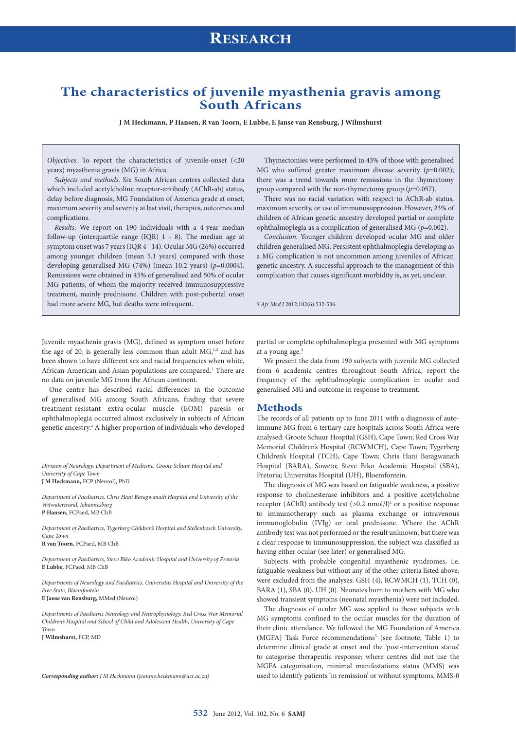# Research

# The characteristics of juvenile myasthenia gravis among South Africans

**J M Heckmann, P Hansen, R van Toorn, E Lubbe, E Janse van Rensburg, J Wilmshurst**

*Objectives*. To report the characteristics of juvenile-onset (<20 years) myasthenia gravis (MG) in Africa.

*Subjects and methods*. Six South African centres collected data which included acetylcholine receptor-antibody (AChR-ab) status, delay before diagnosis, MG Foundation of America grade at onset, maximum severity and severity at last visit, therapies, outcomes and complications.

*Results*. We report on 190 individuals with a 4-year median follow-up (interquartile range (IQR) 1 - 8). The median age at symptom onset was 7 years (IQR 4 - 14). Ocular MG (26%) occurred among younger children (mean 5.1 years) compared with those developing generalised MG (74%) (mean 10.2 years) ($p$=0.0004). Remissions were obtained in 45% of generalised and 50% of ocular MG patients, of whom the majority received immunosuppressive treatment, mainly prednisone. Children with post-pubertal onset had more severe MG, but deaths were infrequent.

Thymectomies were performed in 43% of those with generalised MG who suffered greater maximum disease severity ($p$=0.002); there was a trend towards more remissions in the thymectomy group compared with the non-thymectomy group ($p$=0.057).

There was no racial variation with respect to AChR-ab status, maximum severity, or use of immunosuppression. However, 23% of children of African genetic ancestry developed partial or complete ophthalmoplegia as a complication of generalised MG ($p$=0.002).

*Conclusion*. Younger children developed ocular MG and older children generalised MG. Persistent ophthalmoplegia developing as a MG complication is not uncommon among juveniles of African genetic ancestry. A successful approach to the management of this complication that causes significant morbidity is, as yet, unclear.

*S Afr Med J* 2012;102(6):532-536.

Juvenile myasthenia gravis (MG), defined as symptom onset before the age of 20, is generally less common than adult MG,[1,2] and has been shown to have different sex and racial frequencies when white, African-American and Asian populations are compared.[3] There are no data on juvenile MG from the African continent.

One centre has described racial differences in the outcome of generalised MG among South Africans, finding that severe treatment-resistant extra-ocular muscle (EOM) paresis or ophthalmoplegia occurred almost exclusively in subjects of African genetic ancestry.[4] A higher proportion of individuals who developed partial or complete ophthalmoplegia presented with MG symptoms at a young age.[4]

We present the data from 190 subjects with juvenile MG collected from 6 academic centres throughout South Africa, report the frequency of the ophthalmoplegic complication in ocular and generalised MG and outcome in response to treatment.

*Division of Neurology, Department of Medicine, Groote Schuur Hospital and University of Cape Town*
**J M Heckmann,** FCP (Neurol), PhD

*Department of Paediatrics, Chris Hani Baragwanath Hospital and University of the Witwatersrand, Johannesburg*
**P Hansen,** FCPaed, MB ChB

*Department of Paediatrics, Tygerberg Children's Hospital and Stellenbosch University, Cape Town*
**R van Toorn,** FCPaed, MB ChB

*Department of Paediatrics, Steve Biko Academic Hospital and University of Pretoria*
**E Lubbe,** FCPaed, MB ChB

*Departments of Neurology and Paediatrics, Universitas Hospital and University of the Free State, Bloemfontein*
**E Janse van Rensburg,** MMed (Neurol)

*Departments of Paediatric Neurology and Neurophysiology, Red Cross War Memorial Children's Hospital and School of Child and Adolescent Health, University of Cape Town*
**J Wilmshurst,** FCP, MD

***Corresponding author:*** *J M Heckmann (jeanine.heckmann@uct.ac.za)*

## Methods

The records of all patients up to June 2011 with a diagnosis of autoimmune MG from 6 tertiary care hospitals across South Africa were analysed: Groote Schuur Hospital (GSH), Cape Town; Red Cross War Memorial Children's Hospital (RCWMCH), Cape Town; Tygerberg Children's Hospital (TCH), Cape Town; Chris Hani Baragwanath Hospital (BARA), Soweto; Steve Biko Academic Hospital (SBA), Pretoria; Universitas Hospital (UH), Bloemfontein.

The diagnosis of MG was based on fatiguable weakness, a positive response to cholinesterase inhibitors and a positive acetylcholine receptor (AChR) antibody test (>0.2 nmol/l)[1] or a positive response to immunotherapy such as plasma exchange or intravenous immunoglobulin (IVIg) or oral prednisone. Where the AChR antibody test was not performed or the result unknown, but there was a clear response to immunosuppression, the subject was classified as having either ocular (see later) or generalised MG.

Subjects with probable congenital myasthenic syndromes, i.e. fatiguable weakness but without any of the other criteria listed above, were excluded from the analyses: GSH (4), RCWMCH (1), TCH (0), BARA (1), SBA (0), UH (0). Neonates born to mothers with MG who showed transient symptoms (neonatal myasthenia) were not included.

The diagnosis of ocular MG was applied to those subjects with MG symptoms confined to the ocular muscles for the duration of their clinic attendance. We followed the MG Foundation of America (MGFA) Task Force recommendations[5] (see footnote, Table 1) to determine clinical grade at onset and the 'post-intervention status' to categorise therapeutic response; where centres did not use the MGFA categorisation, minimal manifestations status (MMS) was used to identify patients 'in remission' or without symptoms, MMS-0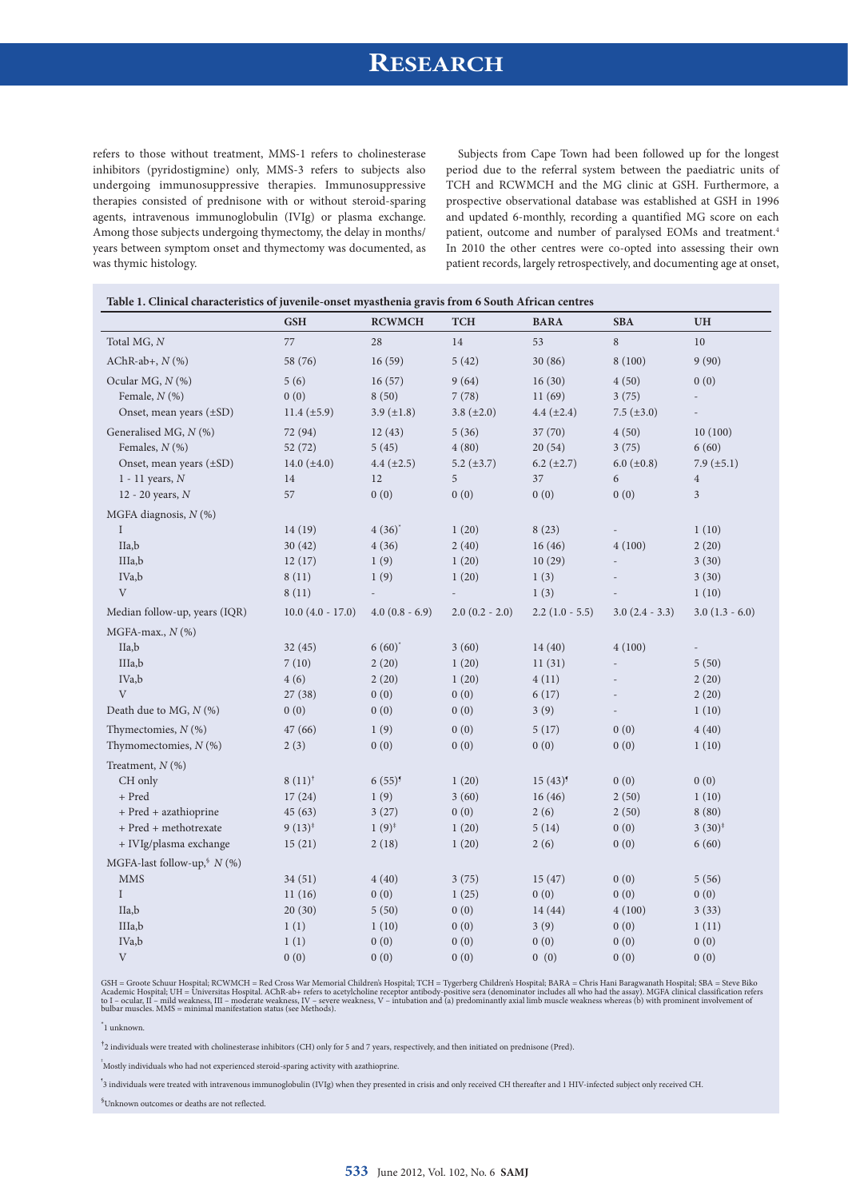refers to those without treatment, MMS-1 refers to cholinesterase inhibitors (pyridostigmine) only, MMS-3 refers to subjects also undergoing immunosuppressive therapies. Immunosuppressive therapies consisted of prednisone with or without steroid-sparing agents, intravenous immunoglobulin (IVIg) or plasma exchange. Among those subjects undergoing thymectomy, the delay in months/years between symptom onset and thymectomy was documented, as was thymic histology.

Subjects from Cape Town had been followed up for the longest period due to the referral system between the paediatric units of TCH and RCWMCH and the MG clinic at GSH. Furthermore, a prospective observational database was established at GSH in 1996 and updated 6-monthly, recording a quantified MG score on each patient, outcome and number of paralysed EOMs and treatment.[4] In 2010 the other centres were co-opted into assessing their own patient records, largely retrospectively, and documenting age at onset,

**Table 1. Clinical characteristics of juvenile-onset myasthenia gravis from 6 South African centres**

| | GSH | RCWMCH | TCH | BARA | SBA | UH |
|---|---|---|---|---|---|---|
| Total MG, *N* | 77 | 28 | 14 | 53 | 8 | 10 |
| AChR-ab+, *N* (%) | 58 (76) | 16 (59) | 5 (42) | 30 (86) | 8 (100) | 9 (90) |
| Ocular MG, *N* (%) | 5 (6) | 16 (57) | 9 (64) | 16 (30) | 4 (50) | 0 (0) |
| Female, *N* (%) | 0 (0) | 8 (50) | 7 (78) | 11 (69) | 3 (75) | - |
| Onset, mean years (±SD) | 11.4 (±5.9) | 3.9 (±1.8) | 3.8 (±2.0) | 4.4 (±2.4) | 7.5 (±3.0) | - |
| Generalised MG, *N* (%) | 72 (94) | 12 (43) | 5 (36) | 37 (70) | 4 (50) | 10 (100) |
| Females, *N* (%) | 52 (72) | 5 (45) | 4 (80) | 20 (54) | 3 (75) | 6 (60) |
| Onset, mean years (±SD) | 14.0 (±4.0) | 4.4 (±2.5) | 5.2 (±3.7) | 6.2 (±2.7) | 6.0 (±0.8) | 7.9 (±5.1) |
| 1 - 11 years, *N* | 14 | 12 | 5 | 37 | 6 | 4 |
| 12 - 20 years, *N* | 57 | 0 (0) | 0 (0) | 0 (0) | 0 (0) | 3 |
| MGFA diagnosis, *N* (%) | | | | | | |
| I | 14 (19) | 4 (36)* | 1 (20) | 8 (23) | - | 1 (10) |
| IIa,b | 30 (42) | 4 (36) | 2 (40) | 16 (46) | 4 (100) | 2 (20) |
| IIIa,b | 12 (17) | 1 (9) | 1 (20) | 10 (29) | - | 3 (30) |
| IVa,b | 8 (11) | 1 (9) | 1 (20) | 1 (3) | - | 3 (30) |
| V | 8 (11) | - | - | 1 (3) | - | 1 (10) |
| Median follow-up, years (IQR) | 10.0 (4.0 - 17.0) | 4.0 (0.8 - 6.9) | 2.0 (0.2 - 2.0) | 2.2 (1.0 - 5.5) | 3.0 (2.4 - 3.3) | 3.0 (1.3 - 6.0) |
| MGFA-max., *N* (%) | | | | | | |
| IIa,b | 32 (45) | 6 (60)* | 3 (60) | 14 (40) | 4 (100) | - |
| IIIa,b | 7 (10) | 2 (20) | 1 (20) | 11 (31) | - | 5 (50) |
| IVa,b | 4 (6) | 2 (20) | 1 (20) | 4 (11) | - | 2 (20) |
| V | 27 (38) | 0 (0) | 0 (0) | 6 (17) | - | 2 (20) |
| Death due to MG, *N* (%) | 0 (0) | 0 (0) | 0 (0) | 3 (9) | - | 1 (10) |
| Thymectomies, *N* (%) | 47 (66) | 1 (9) | 0 (0) | 5 (17) | 0 (0) | 4 (40) |
| Thymomectomies, *N* (%) | 2 (3) | 0 (0) | 0 (0) | 0 (0) | 0 (0) | 1 (10) |
| Treatment, *N* (%) | | | | | | |
| CH only | 8 (11)[†] | 6 (55)[¶] | 1 (20) | 15 (43)[¶] | 0 (0) | 0 (0) |
| + Pred | 17 (24) | 1 (9) | 3 (60) | 16 (46) | 2 (50) | 1 (10) |
| + Pred + azathioprine | 45 (63) | 3 (27) | 0 (0) | 2 (6) | 2 (50) | 8 (80) |
| + Pred + methotrexate | 9 (13)[‡] | 1 (9)[‡] | 1 (20) | 5 (14) | 0 (0) | 3 (30)[‡] |
| + IVIg/plasma exchange | 15 (21) | 2 (18) | 1 (20) | 2 (6) | 0 (0) | 6 (60) |
| MGFA-last follow-up,[§] *N* (%) | | | | | | |
| MMS | 34 (51) | 4 (40) | 3 (75) | 15 (47) | 0 (0) | 5 (56) |
| I | 11 (16) | 0 (0) | 1 (25) | 0 (0) | 0 (0) | 0 (0) |
| IIa,b | 20 (30) | 5 (50) | 0 (0) | 14 (44) | 4 (100) | 3 (33) |
| IIIa,b | 1 (1) | 1 (10) | 0 (0) | 3 (9) | 0 (0) | 1 (11) |
| IVa,b | 1 (1) | 0 (0) | 0 (0) | 0 (0) | 0 (0) | 0 (0) |
| V | 0 (0) | 0 (0) | 0 (0) | 0 (0) | 0 (0) | 0 (0) |

GSH = Groote Schuur Hospital; RCWMCH = Red Cross War Memorial Children's Hospital; TCH = Tygerberg Children's Hospital; BARA = Chris Hani Baragwanath Hospital; SBA = Steve Biko Academic Hospital; UH = Universitas Hospital. AChR-ab+ refers to acetylcholine receptor antibody-positive sera (denominator includes all who had the assay). MGFA clinical classification refers to I – ocular, II – mild weakness, III – moderate weakness, IV – severe weakness, V – intubation and (a) predominantly axial limb muscle weakness whereas (b) with prominent involvement of bulbar muscles. MMS = minimal manifestation status (see Methods).

*1 unknown.

†2 individuals were treated with cholinesterase inhibitors (CH) only for 5 and 7 years, respectively, and then initiated on prednisone (Pred).

‡Mostly individuals who had not experienced steroid-sparing activity with azathioprine.

¶3 individuals were treated with intravenous immunoglobulin (IVIg) when they presented in crisis and only received CH thereafter and 1 HIV-infected subject only received CH.

§Unknown outcomes or deaths are not reflected.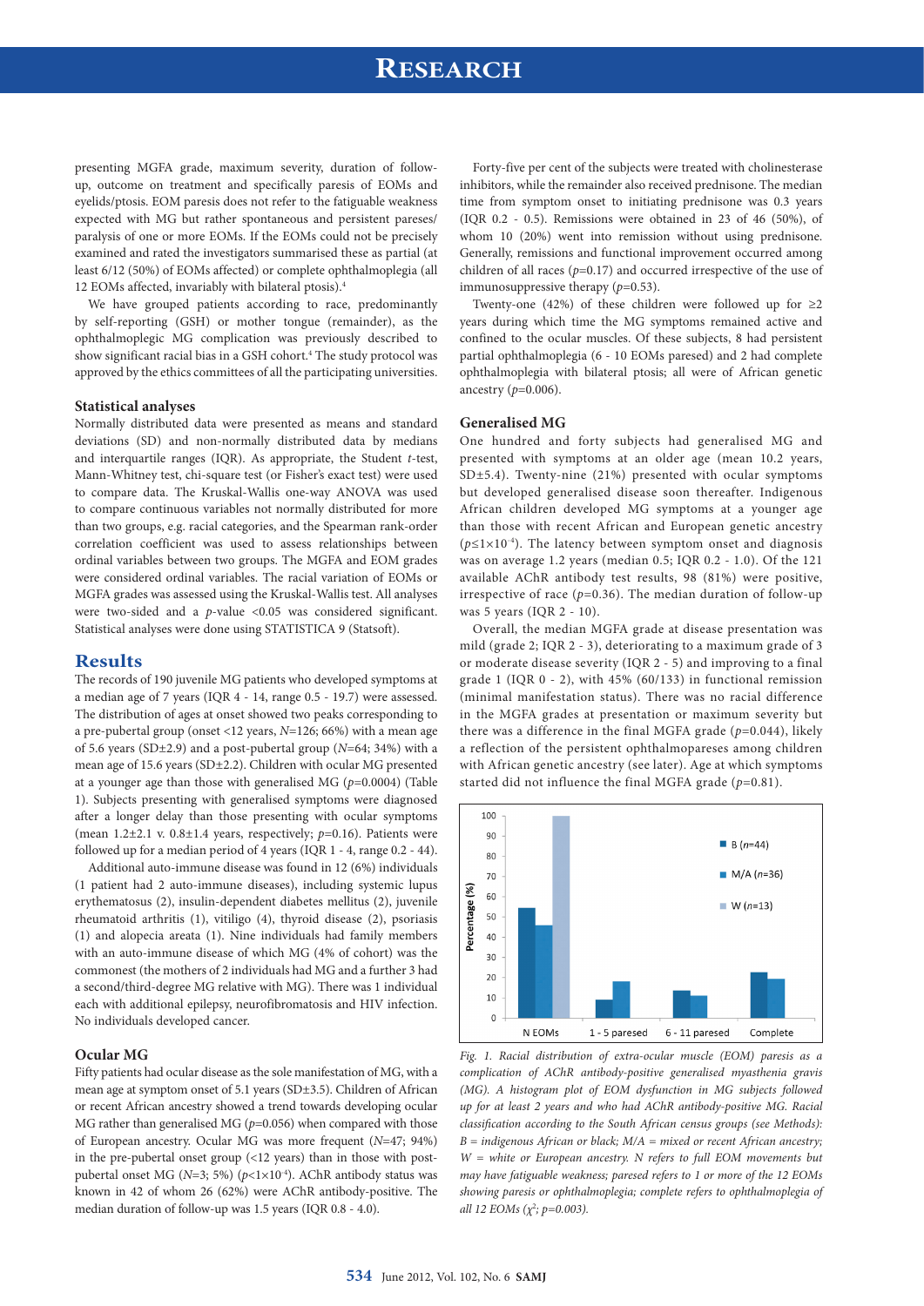presenting MGFA grade, maximum severity, duration of follow-up, outcome on treatment and specifically paresis of EOMs and eyelids/ptosis. EOM paresis does not refer to the fatiguable weakness expected with MG but rather spontaneous and persistent pareses/paralysis of one or more EOMs. If the EOMs could not be precisely examined and rated the investigators summarised these as partial (at least 6/12 (50%) of EOMs affected) or complete ophthalmoplegia (all 12 EOMs affected, invariably with bilateral ptosis).[4]

We have grouped patients according to race, predominantly by self-reporting (GSH) or mother tongue (remainder), as the ophthalmoplegic MG complication was previously described to show significant racial bias in a GSH cohort.[4] The study protocol was approved by the ethics committees of all the participating universities.

### Statistical analyses

Normally distributed data were presented as means and standard deviations (SD) and non-normally distributed data by medians and interquartile ranges (IQR). As appropriate, the Student *t*-test, Mann-Whitney test, chi-square test (or Fisher's exact test) were used to compare data. The Kruskal-Wallis one-way ANOVA was used to compare continuous variables not normally distributed for more than two groups, e.g. racial categories, and the Spearman rank-order correlation coefficient was used to assess relationships between ordinal variables between two groups. The MGFA and EOM grades were considered ordinal variables. The racial variation of EOMs or MGFA grades was assessed using the Kruskal-Wallis test. All analyses were two-sided and a *p*-value <0.05 was considered significant. Statistical analyses were done using STATISTICA 9 (Statsoft).

## Results

The records of 190 juvenile MG patients who developed symptoms at a median age of 7 years (IQR 4 - 14, range 0.5 - 19.7) were assessed. The distribution of ages at onset showed two peaks corresponding to a pre-pubertal group (onset <12 years, *N*=126; 66%) with a mean age of 5.6 years (SD±2.9) and a post-pubertal group (*N*=64; 34%) with a mean age of 15.6 years (SD±2.2). Children with ocular MG presented at a younger age than those with generalised MG (*p*=0.0004) (Table 1). Subjects presenting with generalised symptoms were diagnosed after a longer delay than those presenting with ocular symptoms (mean 1.2±2.1 v. 0.8±1.4 years, respectively; *p*=0.16). Patients were followed up for a median period of 4 years (IQR 1 - 4, range 0.2 - 44).

Additional auto-immune disease was found in 12 (6%) individuals (1 patient had 2 auto-immune diseases), including systemic lupus erythematosus (2), insulin-dependent diabetes mellitus (2), juvenile rheumatoid arthritis (1), vitiligo (4), thyroid disease (2), psoriasis (1) and alopecia areata (1). Nine individuals had family members with an auto-immune disease of which MG (4% of cohort) was the commonest (the mothers of 2 individuals had MG and a further 3 had a second/third-degree MG relative with MG). There was 1 individual each with additional epilepsy, neurofibromatosis and HIV infection. No individuals developed cancer.

### Ocular MG

Fifty patients had ocular disease as the sole manifestation of MG, with a mean age at symptom onset of 5.1 years (SD±3.5). Children of African or recent African ancestry showed a trend towards developing ocular MG rather than generalised MG (*p*=0.056) when compared with those of European ancestry. Ocular MG was more frequent (*N*=47; 94%) in the pre-pubertal onset group (<12 years) than in those with post-pubertal onset MG (*N*=3; 5%) ($p<1\times10^{-4}$). AChR antibody status was known in 42 of whom 26 (62%) were AChR antibody-positive. The median duration of follow-up was 1.5 years (IQR 0.8 - 4.0).

Forty-five per cent of the subjects were treated with cholinesterase inhibitors, while the remainder also received prednisone. The median time from symptom onset to initiating prednisone was 0.3 years (IQR 0.2 - 0.5). Remissions were obtained in 23 of 46 (50%), of whom 10 (20%) went into remission without using prednisone. Generally, remissions and functional improvement occurred among children of all races (*p*=0.17) and occurred irrespective of the use of immunosuppressive therapy (*p*=0.53).

Twenty-one (42%) of these children were followed up for ≥2 years during which time the MG symptoms remained active and confined to the ocular muscles. Of these subjects, 8 had persistent partial ophthalmoplegia (6 - 10 EOMs paresed) and 2 had complete ophthalmoplegia with bilateral ptosis; all were of African genetic ancestry (*p*=0.006).

### Generalised MG

One hundred and forty subjects had generalised MG and presented with symptoms at an older age (mean 10.2 years, SD±5.4). Twenty-nine (21%) presented with ocular symptoms but developed generalised disease soon thereafter. Indigenous African children developed MG symptoms at a younger age than those with recent African and European genetic ancestry ($p\leq1\times10^{-4}$). The latency between symptom onset and diagnosis was on average 1.2 years (median 0.5; IQR 0.2 - 1.0). Of the 121 available AChR antibody test results, 98 (81%) were positive, irrespective of race (*p*=0.36). The median duration of follow-up was 5 years (IQR 2 - 10).

Overall, the median MGFA grade at disease presentation was mild (grade 2; IQR 2 - 3), deteriorating to a maximum grade of 3 or moderate disease severity (IQR 2 - 5) and improving to a final grade 1 (IQR 0 - 2), with 45% (60/133) in functional remission (minimal manifestation status). There was no racial difference in the MGFA grades at presentation or maximum severity but there was a difference in the final MGFA grade (*p*=0.044), likely a reflection of the persistent ophthalmopareses among children with African genetic ancestry (see later). Age at which symptoms started did not influence the final MGFA grade (*p*=0.81).

*Fig. 1. Racial distribution of extra-ocular muscle (EOM) paresis as a complication of AChR antibody-positive generalised myasthenia gravis (MG). A histogram plot of EOM dysfunction in MG subjects followed up for at least 2 years and who had AChR antibody-positive MG. Racial classification according to the South African census groups (see Methods): B = indigenous African or black; M/A = mixed or recent African ancestry; W = white or European ancestry. N refers to full EOM movements but may have fatiguable weakness; paresed refers to 1 or more of the 12 EOMs showing paresis or ophthalmoplegia; complete refers to ophthalmoplegia of all 12 EOMs ($\chi^2$; p=0.003).*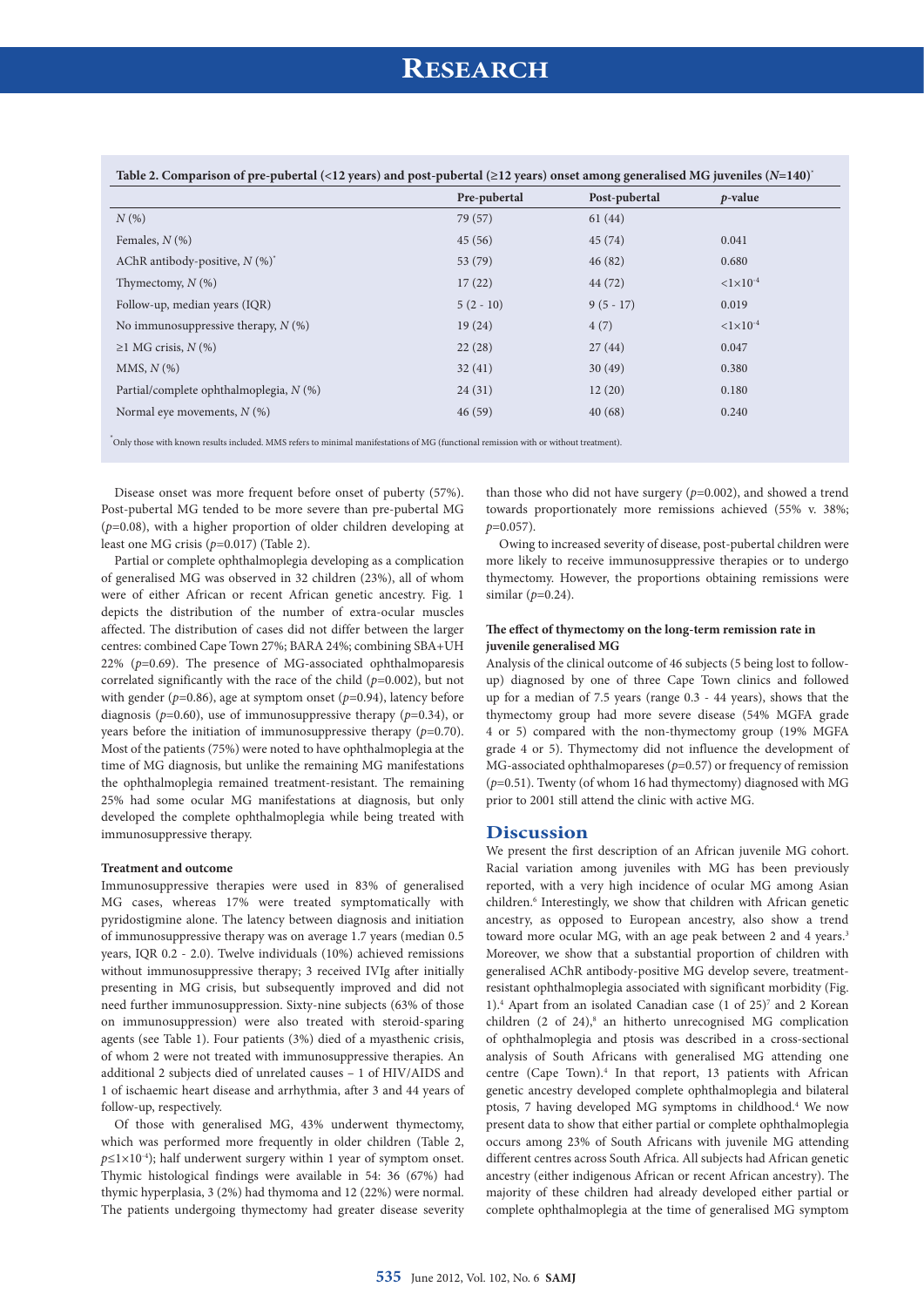**Table 2. Comparison of pre-pubertal (<12 years) and post-pubertal (≥12 years) onset among generalised MG juveniles ($N$=140)***

| | Pre-pubertal | Post-pubertal | $p$-value |
|---|---|---|---|
| $N$ (%) | 79 (57) | 61 (44) | |
| Females, $N$ (%) | 45 (56) | 45 (74) | 0.041 |
| AChR antibody-positive, $N$ (%)* | 53 (79) | 46 (82) | 0.680 |
| Thymectomy, $N$ (%) | 17 (22) | 44 (72) | $<1\times10^{-4}$ |
| Follow-up, median years (IQR) | 5 (2 - 10) | 9 (5 - 17) | 0.019 |
| No immunosuppressive therapy, $N$ (%) | 19 (24) | 4 (7) | $<1\times10^{-4}$ |
| ≥1 MG crisis, $N$ (%) | 22 (28) | 27 (44) | 0.047 |
| MMS, $N$ (%) | 32 (41) | 30 (49) | 0.380 |
| Partial/complete ophthalmoplegia, $N$ (%) | 24 (31) | 12 (20) | 0.180 |
| Normal eye movements, $N$ (%) | 46 (59) | 40 (68) | 0.240 |

*Only those with known results included. MMS refers to minimal manifestations of MG (functional remission with or without treatment).

Disease onset was more frequent before onset of puberty (57%). Post-pubertal MG tended to be more severe than pre-pubertal MG ($p$=0.08), with a higher proportion of older children developing at least one MG crisis ($p$=0.017) (Table 2).

Partial or complete ophthalmoplegia developing as a complication of generalised MG was observed in 32 children (23%), all of whom were of either African or recent African genetic ancestry. Fig. 1 depicts the distribution of the number of extra-ocular muscles affected. The distribution of cases did not differ between the larger centres: combined Cape Town 27%; BARA 24%; combining SBA+UH 22% ($p$=0.69). The presence of MG-associated ophthalmoparesis correlated significantly with the race of the child ($p$=0.002), but not with gender ($p$=0.86), age at symptom onset ($p$=0.94), latency before diagnosis ($p$=0.60), use of immunosuppressive therapy ($p$=0.34), or years before the initiation of immunosuppressive therapy ($p$=0.70). Most of the patients (75%) were noted to have ophthalmoplegia at the time of MG diagnosis, but unlike the remaining MG manifestations the ophthalmoplegia remained treatment-resistant. The remaining 25% had some ocular MG manifestations at diagnosis, but only developed the complete ophthalmoplegia while being treated with immunosuppressive therapy.

#### Treatment and outcome

Immunosuppressive therapies were used in 83% of generalised MG cases, whereas 17% were treated symptomatically with pyridostigmine alone. The latency between diagnosis and initiation of immunosuppressive therapy was on average 1.7 years (median 0.5 years, IQR 0.2 - 2.0). Twelve individuals (10%) achieved remissions without immunosuppressive therapy; 3 received IVIg after initially presenting in MG crisis, but subsequently improved and did not need further immunosuppression. Sixty-nine subjects (63% of those on immunosuppression) were also treated with steroid-sparing agents (see Table 1). Four patients (3%) died of a myasthenic crisis, of whom 2 were not treated with immunosuppressive therapies. An additional 2 subjects died of unrelated causes – 1 of HIV/AIDS and 1 of ischaemic heart disease and arrhythmia, after 3 and 44 years of follow-up, respectively.

Of those with generalised MG, 43% underwent thymectomy, which was performed more frequently in older children (Table 2, $p\leq1\times10^{-4}$); half underwent surgery within 1 year of symptom onset. Thymic histological findings were available in 54: 36 (67%) had thymic hyperplasia, 3 (2%) had thymoma and 12 (22%) were normal. The patients undergoing thymectomy had greater disease severity than those who did not have surgery ($p$=0.002), and showed a trend towards proportionately more remissions achieved (55% v. 38%; $p$=0.057).

Owing to increased severity of disease, post-pubertal children were more likely to receive immunosuppressive therapies or to undergo thymectomy. However, the proportions obtaining remissions were similar ($p$=0.24).

#### The effect of thymectomy on the long-term remission rate in juvenile generalised MG

Analysis of the clinical outcome of 46 subjects (5 being lost to follow-up) diagnosed by one of three Cape Town clinics and followed up for a median of 7.5 years (range 0.3 - 44 years), shows that the thymectomy group had more severe disease (54% MGFA grade 4 or 5) compared with the non-thymectomy group (19% MGFA grade 4 or 5). Thymectomy did not influence the development of MG-associated ophthalmopareses ($p$=0.57) or frequency of remission ($p$=0.51). Twenty (of whom 16 had thymectomy) diagnosed with MG prior to 2001 still attend the clinic with active MG.

## Discussion

We present the first description of an African juvenile MG cohort. Racial variation among juveniles with MG has been previously reported, with a very high incidence of ocular MG among Asian children.[6] Interestingly, we show that children with African genetic ancestry, as opposed to European ancestry, also show a trend toward more ocular MG, with an age peak between 2 and 4 years.[3] Moreover, we show that a substantial proportion of children with generalised AChR antibody-positive MG develop severe, treatment-resistant ophthalmoplegia associated with significant morbidity (Fig. 1).[4] Apart from an isolated Canadian case (1 of 25)[7] and 2 Korean children (2 of 24),[8] an hitherto unrecognised MG complication of ophthalmoplegia and ptosis was described in a cross-sectional analysis of South Africans with generalised MG attending one centre (Cape Town).[4] In that report, 13 patients with African genetic ancestry developed complete ophthalmoplegia and bilateral ptosis, 7 having developed MG symptoms in childhood.[4] We now present data to show that either partial or complete ophthalmoplegia occurs among 23% of South Africans with juvenile MG attending different centres across South Africa. All subjects had African genetic ancestry (either indigenous African or recent African ancestry). The majority of these children had already developed either partial or complete ophthalmoplegia at the time of generalised MG symptom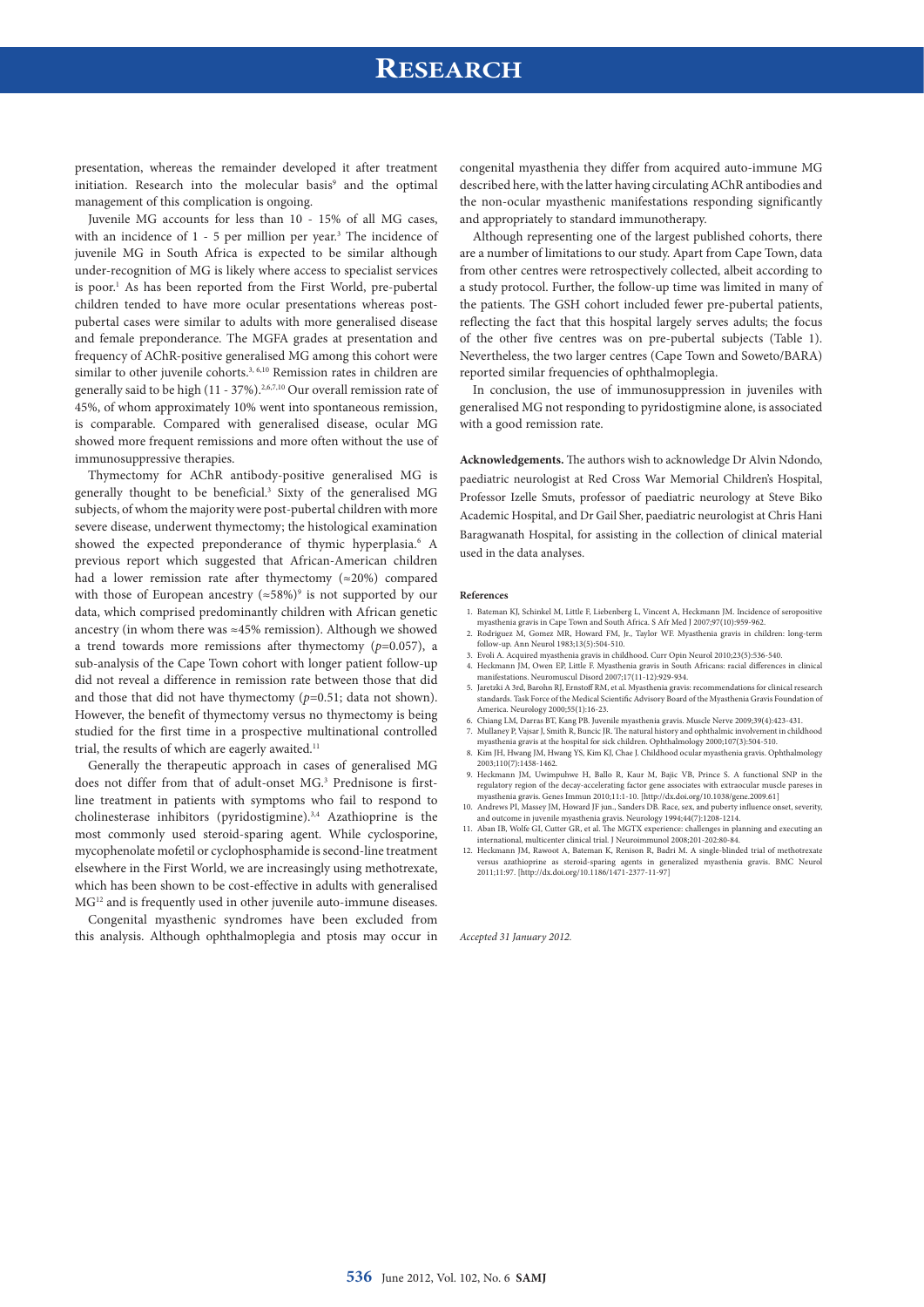presentation, whereas the remainder developed it after treatment initiation. Research into the molecular basis[9] and the optimal management of this complication is ongoing.

Juvenile MG accounts for less than 10 - 15% of all MG cases, with an incidence of 1 - 5 per million per year.[3] The incidence of juvenile MG in South Africa is expected to be similar although under-recognition of MG is likely where access to specialist services is poor.[1] As has been reported from the First World, pre-pubertal children tended to have more ocular presentations whereas post-pubertal cases were similar to adults with more generalised disease and female preponderance. The MGFA grades at presentation and frequency of AChR-positive generalised MG among this cohort were similar to other juvenile cohorts.[3, 6,10] Remission rates in children are generally said to be high (11 - 37%).[2,6,7,10] Our overall remission rate of 45%, of whom approximately 10% went into spontaneous remission, is comparable. Compared with generalised disease, ocular MG showed more frequent remissions and more often without the use of immunosuppressive therapies.

Thymectomy for AChR antibody-positive generalised MG is generally thought to be beneficial.[3] Sixty of the generalised MG subjects, of whom the majority were post-pubertal children with more severe disease, underwent thymectomy; the histological examination showed the expected preponderance of thymic hyperplasia.[6] A previous report which suggested that African-American children had a lower remission rate after thymectomy (≈20%) compared with those of European ancestry (≈58%)[9] is not supported by our data, which comprised predominantly children with African genetic ancestry (in whom there was ≈45% remission). Although we showed a trend towards more remissions after thymectomy ($p$=0.057), a sub-analysis of the Cape Town cohort with longer patient follow-up did not reveal a difference in remission rate between those that did and those that did not have thymectomy ($p$=0.51; data not shown). However, the benefit of thymectomy versus no thymectomy is being studied for the first time in a prospective multinational controlled trial, the results of which are eagerly awaited.[11]

Generally the therapeutic approach in cases of generalised MG does not differ from that of adult-onset MG.[3] Prednisone is first-line treatment in patients with symptoms who fail to respond to cholinesterase inhibitors (pyridostigmine).[3,4] Azathioprine is the most commonly used steroid-sparing agent. While cyclosporine, mycophenolate mofetil or cyclophosphamide is second-line treatment elsewhere in the First World, we are increasingly using methotrexate, which has been shown to be cost-effective in adults with generalised MG[12] and is frequently used in other juvenile auto-immune diseases.

Congenital myasthenic syndromes have been excluded from this analysis. Although ophthalmoplegia and ptosis may occur in congenital myasthenia they differ from acquired auto-immune MG described here, with the latter having circulating AChR antibodies and the non-ocular myasthenic manifestations responding significantly and appropriately to standard immunotherapy.

Although representing one of the largest published cohorts, there are a number of limitations to our study. Apart from Cape Town, data from other centres were retrospectively collected, albeit according to a study protocol. Further, the follow-up time was limited in many of the patients. The GSH cohort included fewer pre-pubertal patients, reflecting the fact that this hospital largely serves adults; the focus of the other five centres was on pre-pubertal subjects (Table 1). Nevertheless, the two larger centres (Cape Town and Soweto/BARA) reported similar frequencies of ophthalmoplegia.

In conclusion, the use of immunosuppression in juveniles with generalised MG not responding to pyridostigmine alone, is associated with a good remission rate.

**Acknowledgements.** The authors wish to acknowledge Dr Alvin Ndondo, paediatric neurologist at Red Cross War Memorial Children's Hospital, Professor Izelle Smuts, professor of paediatric neurology at Steve Biko Academic Hospital, and Dr Gail Sher, paediatric neurologist at Chris Hani Baragwanath Hospital, for assisting in the collection of clinical material used in the data analyses.

### References

1. Bateman KJ, Schinkel M, Little F, Liebenberg L, Vincent A, Heckmann JM. Incidence of seropositive myasthenia gravis in Cape Town and South Africa. S Afr Med J 2007;97(10):959-962.
2. Rodriguez M, Gomez MR, Howard FM, Jr., Taylor WF. Myasthenia gravis in children: long-term follow-up. Ann Neurol 1983;13(5):504-510.
3. Evoli A. Acquired myasthenia gravis in childhood. Curr Opin Neurol 2010;23(5):536-540.
4. Heckmann JM, Owen EP, Little F. Myasthenia gravis in South Africans: racial differences in clinical manifestations. Neuromuscul Disord 2007;17(11-12):929-934.
5. Jaretzki A 3rd, Barohn RJ, Ernstoff RM, et al. Myasthenia gravis: recommendations for clinical research standards. Task Force of the Medical Scientific Advisory Board of the Myasthenia Gravis Foundation of America. Neurology 2000;55(1):16-23.
6. Chiang LM, Darras BT, Kang PB. Juvenile myasthenia gravis. Muscle Nerve 2009;39(4):423-431.
7. Mullaney P, Vajsar J, Smith R, Buncic JR. The natural history and ophthalmic involvement in childhood myasthenia gravis at the hospital for sick children. Ophthalmology 2000;107(3):504-510.
8. Kim JH, Hwang JM, Hwang YS, Kim KJ, Chae J. Childhood ocular myasthenia gravis. Ophthalmology 2003;110(7):1458-1462.
9. Heckmann JM, Uwimpuhwe H, Ballo R, Kaur M, Bajic VB, Prince S. A functional SNP in the regulatory region of the decay-accelerating factor gene associates with extraocular muscle pareses in myasthenia gravis. Genes Immun 2010;11:1-10. [http://dx.doi.org/10.1038/gene.2009.61]
10. Andrews PI, Massey JM, Howard JF jun., Sanders DB. Race, sex, and puberty influence onset, severity, and outcome in juvenile myasthenia gravis. Neurology 1994;44(7):1208-1214.
11. Aban IB, Wolfe GI, Cutter GR, et al. The MGTX experience: challenges in planning and executing an international, multicenter clinical trial. J Neuroimmunol 2008;201-202:80-84.
12. Heckmann JM, Rawoot A, Bateman K, Renison R, Badri M. A single-blinded trial of methotrexate versus azathioprine as steroid-sparing agents in generalized myasthenia gravis. BMC Neurol 2011;11:97. [http://dx.doi.org/10.1186/1471-2377-11-97]

*Accepted 31 January 2012.*